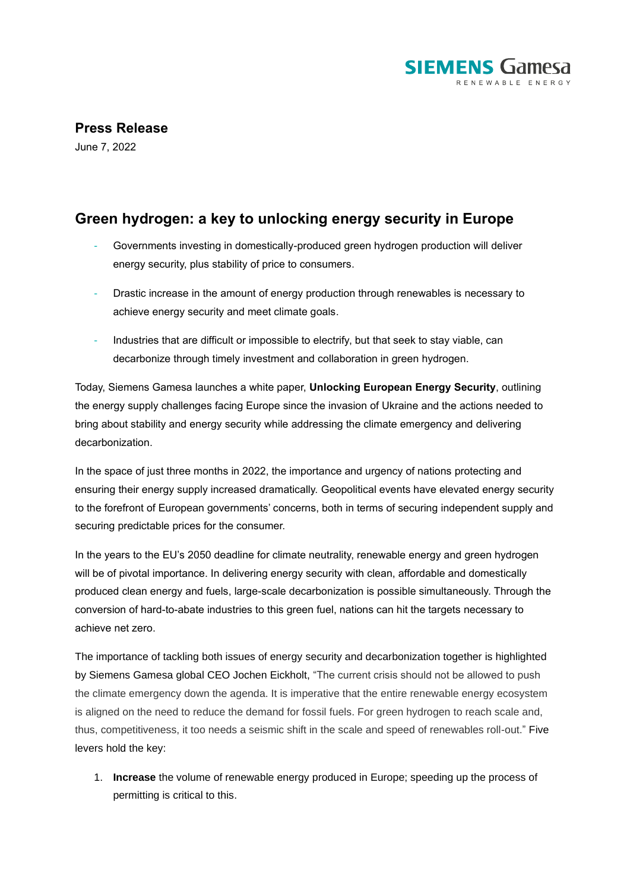**Press Release**

June 7, 2022

## Green hydrogen: a key to unlocking energy security in Europe

- Governments investing in domestically-produced green hydrogen production will deliver energy security, plus stability of price to consumers.
- Drastic increase in the amount of energy production through renewables is necessary to achieve energy security and meet climate goals.
- Industries that are difficult or impossible to electrify, but that seek to stay viable, can decarbonize through timely investment and collaboration in green hydrogen.

Today, Siemens Gamesa launches a white paper, **Unlocking European Energy Security**, outlining the energy supply challenges facing Europe since the invasion of Ukraine and the actions needed to bring about stability and energy security while addressing the climate emergency and delivering decarbonization.

In the space of just three months in 2022, the importance and urgency of nations protecting and ensuring their energy supply increased dramatically. Geopolitical events have elevated energy security to the forefront of European governments' concerns, both in terms of securing independent supply and securing predictable prices for the consumer.

In the years to the EU's 2050 deadline for climate neutrality, renewable energy and green hydrogen will be of pivotal importance. In delivering energy security with clean, affordable and domestically produced clean energy and fuels, large-scale decarbonization is possible simultaneously. Through the conversion of hard-to-abate industries to this green fuel, nations can hit the targets necessary to achieve net zero.

The importance of tackling both issues of energy security and decarbonization together is highlighted by Siemens Gamesa global CEO Jochen Eickholt, "The current crisis should not be allowed to push the climate emergency down the agenda. It is imperative that the entire renewable energy ecosystem is aligned on the need to reduce the demand for fossil fuels. For green hydrogen to reach scale and, thus, competitiveness, it too needs a seismic shift in the scale and speed of renewables roll-out." Five levers hold the key:

1. **Increase** the volume of renewable energy produced in Europe; speeding up the process of permitting is critical to this.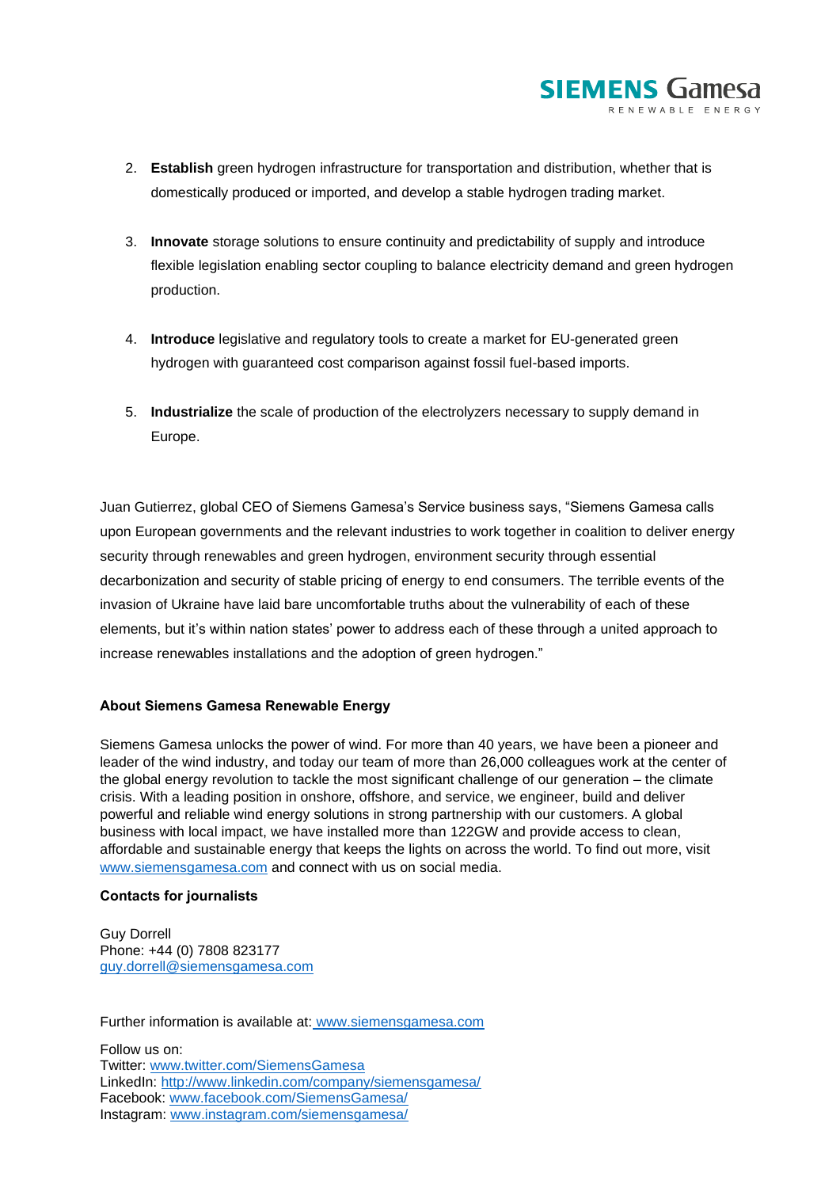2. **Establish** green hydrogen infrastructure for transportation and distribution, whether that is domestically produced or imported, and develop a stable hydrogen trading market.

3. **Innovate** storage solutions to ensure continuity and predictability of supply and introduce flexible legislation enabling sector coupling to balance electricity demand and green hydrogen production.

4. **Introduce** legislative and regulatory tools to create a market for EU-generated green hydrogen with guaranteed cost comparison against fossil fuel-based imports.

5. **Industrialize** the scale of production of the electrolyzers necessary to supply demand in Europe.

Juan Gutierrez, global CEO of Siemens Gamesa's Service business says, "Siemens Gamesa calls upon European governments and the relevant industries to work together in coalition to deliver energy security through renewables and green hydrogen, environment security through essential decarbonization and security of stable pricing of energy to end consumers. The terrible events of the invasion of Ukraine have laid bare uncomfortable truths about the vulnerability of each of these elements, but it's within nation states' power to address each of these through a united approach to increase renewables installations and the adoption of green hydrogen."

**About Siemens Gamesa Renewable Energy**

Siemens Gamesa unlocks the power of wind. For more than 40 years, we have been a pioneer and leader of the wind industry, and today our team of more than 26,000 colleagues work at the center of the global energy revolution to tackle the most significant challenge of our generation – the climate crisis. With a leading position in onshore, offshore, and service, we engineer, build and deliver powerful and reliable wind energy solutions in strong partnership with our customers. A global business with local impact, we have installed more than 122GW and provide access to clean, affordable and sustainable energy that keeps the lights on across the world. To find out more, visit www.siemensgamesa.com and connect with us on social media.

**Contacts for journalists**

Guy Dorrell
Phone: +44 (0) 7808 823177
guy.dorrell@siemensgamesa.com

Further information is available at: www.siemensgamesa.com

Follow us on:
Twitter: www.twitter.com/SiemensGamesa
LinkedIn: http://www.linkedin.com/company/siemensgamesa/
Facebook: www.facebook.com/SiemensGamesa/
Instagram: www.instagram.com/siemensgamesa/